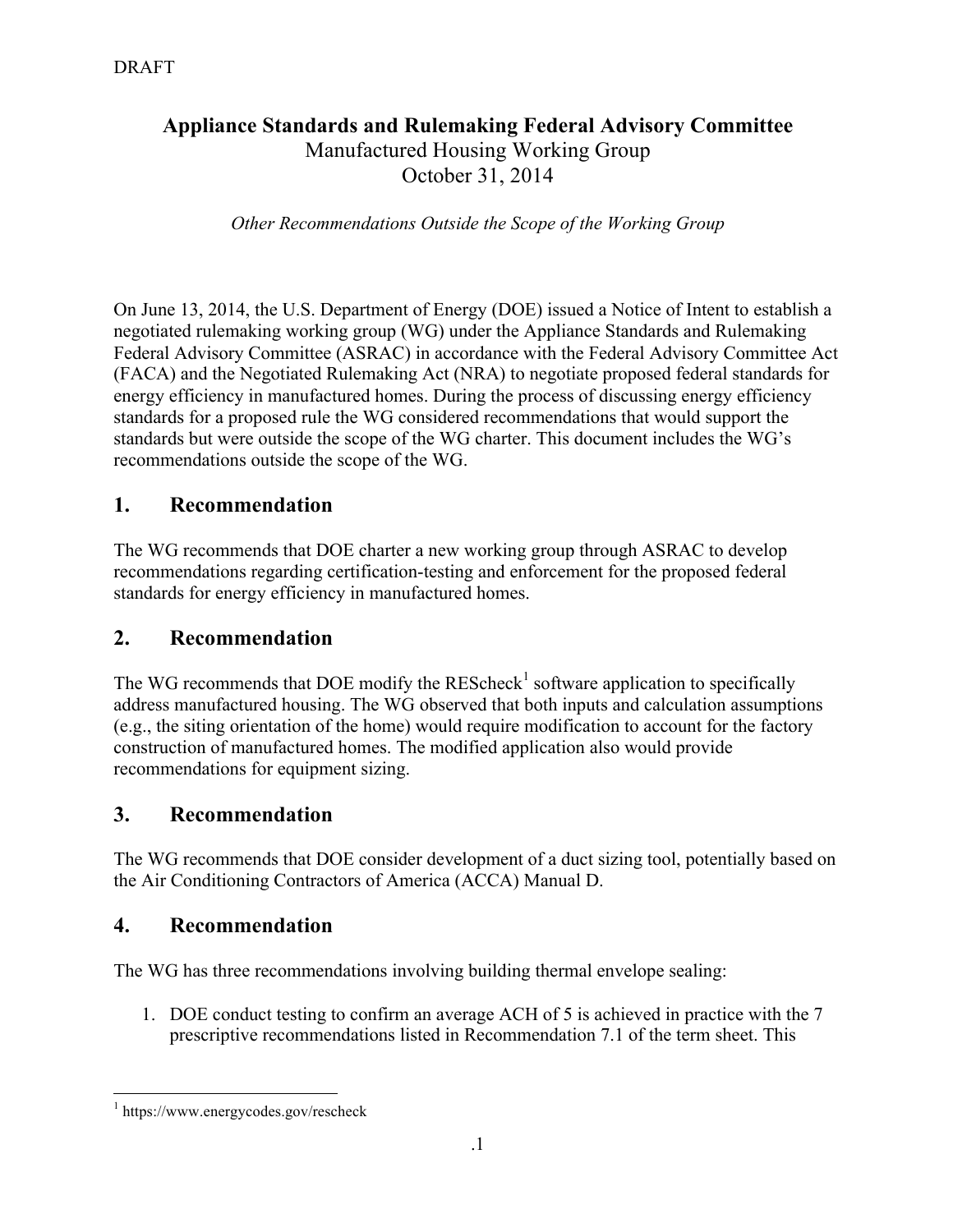DRAFT

# Appliance Standards and Rulemaking Federal Advisory Committee

Manufactured Housing Working Group
October 31, 2014

*Other Recommendations Outside the Scope of the Working Group*

On June 13, 2014, the U.S. Department of Energy (DOE) issued a Notice of Intent to establish a negotiated rulemaking working group (WG) under the Appliance Standards and Rulemaking Federal Advisory Committee (ASRAC) in accordance with the Federal Advisory Committee Act (FACA) and the Negotiated Rulemaking Act (NRA) to negotiate proposed federal standards for energy efficiency in manufactured homes. During the process of discussing energy efficiency standards for a proposed rule the WG considered recommendations that would support the standards but were outside the scope of the WG charter. This document includes the WG's recommendations outside the scope of the WG.

## 1. Recommendation

The WG recommends that DOE charter a new working group through ASRAC to develop recommendations regarding certification-testing and enforcement for the proposed federal standards for energy efficiency in manufactured homes.

## 2. Recommendation

The WG recommends that DOE modify the REScheck[1] software application to specifically address manufactured housing. The WG observed that both inputs and calculation assumptions (e.g., the siting orientation of the home) would require modification to account for the factory construction of manufactured homes. The modified application also would provide recommendations for equipment sizing.

## 3. Recommendation

The WG recommends that DOE consider development of a duct sizing tool, potentially based on the Air Conditioning Contractors of America (ACCA) Manual D.

## 4. Recommendation

The WG has three recommendations involving building thermal envelope sealing:

1. DOE conduct testing to confirm an average ACH of 5 is achieved in practice with the 7 prescriptive recommendations listed in Recommendation 7.1 of the term sheet. This

---

[1] https://www.energycodes.gov/rescheck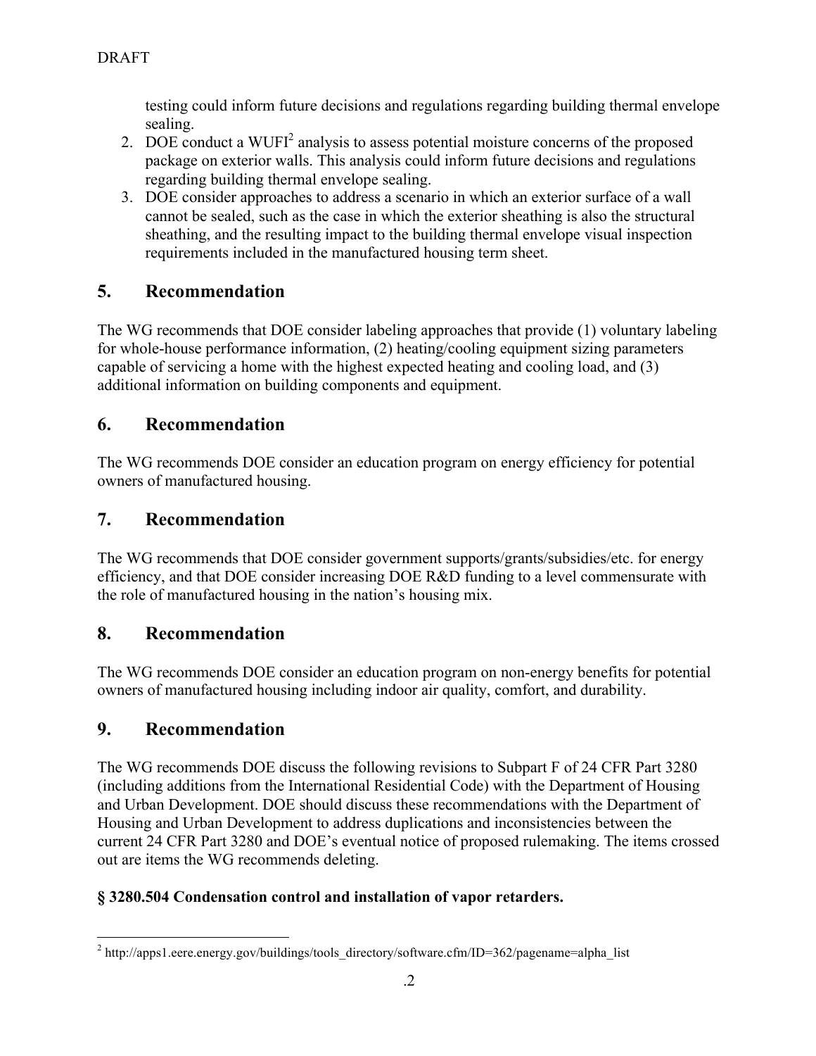testing could inform future decisions and regulations regarding building thermal envelope sealing.

2. DOE conduct a WUFI[2] analysis to assess potential moisture concerns of the proposed package on exterior walls. This analysis could inform future decisions and regulations regarding building thermal envelope sealing.
3. DOE consider approaches to address a scenario in which an exterior surface of a wall cannot be sealed, such as the case in which the exterior sheathing is also the structural sheathing, and the resulting impact to the building thermal envelope visual inspection requirements included in the manufactured housing term sheet.

## 5. Recommendation

The WG recommends that DOE consider labeling approaches that provide (1) voluntary labeling for whole-house performance information, (2) heating/cooling equipment sizing parameters capable of servicing a home with the highest expected heating and cooling load, and (3) additional information on building components and equipment.

## 6. Recommendation

The WG recommends DOE consider an education program on energy efficiency for potential owners of manufactured housing.

## 7. Recommendation

The WG recommends that DOE consider government supports/grants/subsidies/etc. for energy efficiency, and that DOE consider increasing DOE R&D funding to a level commensurate with the role of manufactured housing in the nation's housing mix.

## 8. Recommendation

The WG recommends DOE consider an education program on non-energy benefits for potential owners of manufactured housing including indoor air quality, comfort, and durability.

## 9. Recommendation

The WG recommends DOE discuss the following revisions to Subpart F of 24 CFR Part 3280 (including additions from the International Residential Code) with the Department of Housing and Urban Development. DOE should discuss these recommendations with the Department of Housing and Urban Development to address duplications and inconsistencies between the current 24 CFR Part 3280 and DOE's eventual notice of proposed rulemaking. The items crossed out are items the WG recommends deleting.

**§ 3280.504 Condensation control and installation of vapor retarders.**

[2] http://apps1.eere.energy.gov/buildings/tools_directory/software.cfm/ID=362/pagename=alpha_list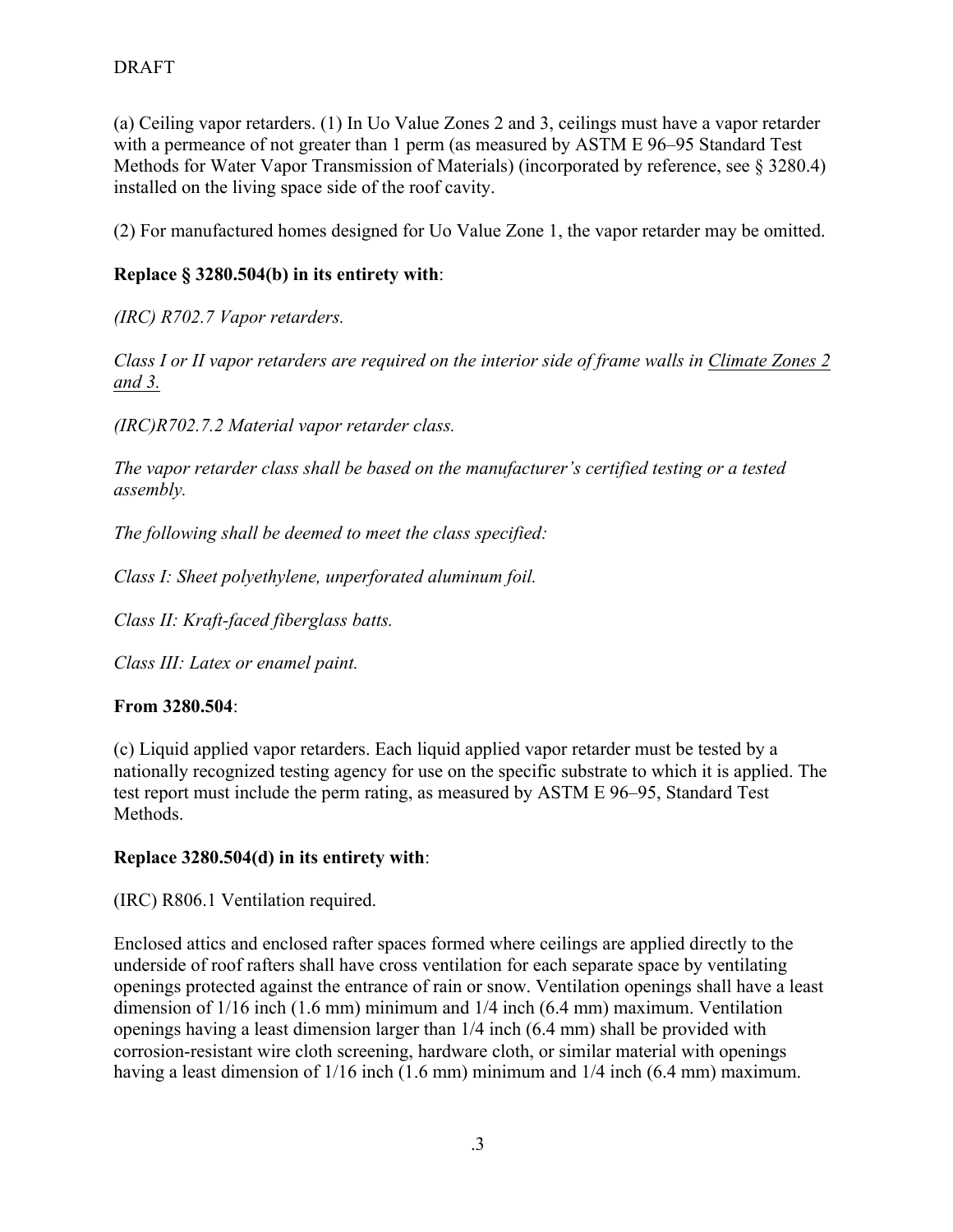(a) Ceiling vapor retarders. (1) In Uo Value Zones 2 and 3, ceilings must have a vapor retarder with a permeance of not greater than 1 perm (as measured by ASTM E 96–95 Standard Test Methods for Water Vapor Transmission of Materials) (incorporated by reference, see § 3280.4) installed on the living space side of the roof cavity.

(2) For manufactured homes designed for Uo Value Zone 1, the vapor retarder may be omitted.

**Replace § 3280.504(b) in its entirety with**:

*(IRC) R702.7 Vapor retarders.*

*Class I or II vapor retarders are required on the interior side of frame walls in <u>Climate Zones 2 and 3.</u>*

*(IRC)R702.7.2 Material vapor retarder class.*

*The vapor retarder class shall be based on the manufacturer's certified testing or a tested assembly.*

*The following shall be deemed to meet the class specified:*

*Class I: Sheet polyethylene, unperforated aluminum foil.*

*Class II: Kraft-faced fiberglass batts.*

*Class III: Latex or enamel paint.*

**From 3280.504**:

(c) Liquid applied vapor retarders. Each liquid applied vapor retarder must be tested by a nationally recognized testing agency for use on the specific substrate to which it is applied. The test report must include the perm rating, as measured by ASTM E 96–95, Standard Test Methods.

**Replace 3280.504(d) in its entirety with**:

(IRC) R806.1 Ventilation required.

Enclosed attics and enclosed rafter spaces formed where ceilings are applied directly to the underside of roof rafters shall have cross ventilation for each separate space by ventilating openings protected against the entrance of rain or snow. Ventilation openings shall have a least dimension of 1/16 inch (1.6 mm) minimum and 1/4 inch (6.4 mm) maximum. Ventilation openings having a least dimension larger than 1/4 inch (6.4 mm) shall be provided with corrosion-resistant wire cloth screening, hardware cloth, or similar material with openings having a least dimension of 1/16 inch (1.6 mm) minimum and 1/4 inch (6.4 mm) maximum.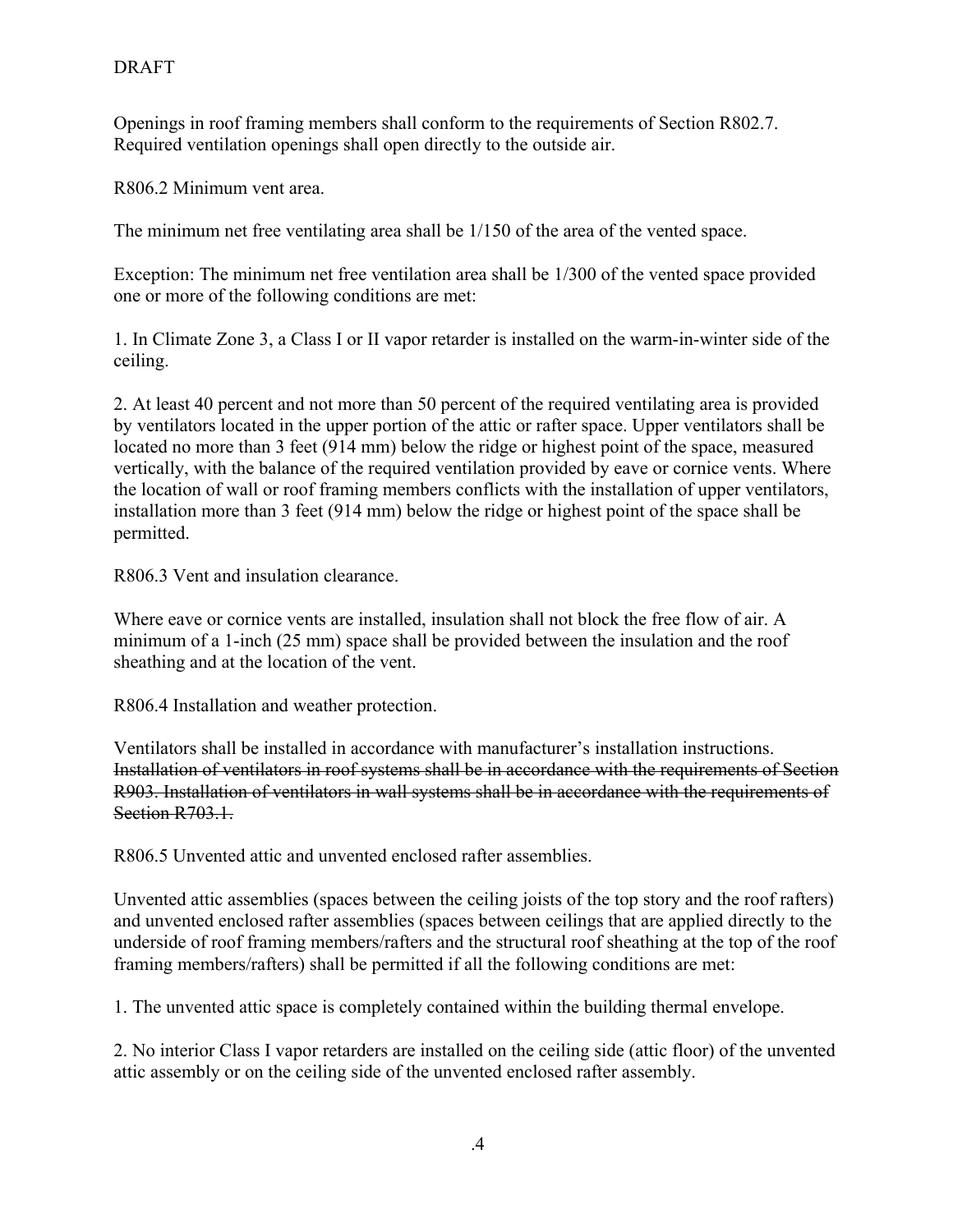Openings in roof framing members shall conform to the requirements of Section R802.7. Required ventilation openings shall open directly to the outside air.

R806.2 Minimum vent area.

The minimum net free ventilating area shall be 1/150 of the area of the vented space.

Exception: The minimum net free ventilation area shall be 1/300 of the vented space provided one or more of the following conditions are met:

1. In Climate Zone 3, a Class I or II vapor retarder is installed on the warm-in-winter side of the ceiling.

2. At least 40 percent and not more than 50 percent of the required ventilating area is provided by ventilators located in the upper portion of the attic or rafter space. Upper ventilators shall be located no more than 3 feet (914 mm) below the ridge or highest point of the space, measured vertically, with the balance of the required ventilation provided by eave or cornice vents. Where the location of wall or roof framing members conflicts with the installation of upper ventilators, installation more than 3 feet (914 mm) below the ridge or highest point of the space shall be permitted.

R806.3 Vent and insulation clearance.

Where eave or cornice vents are installed, insulation shall not block the free flow of air. A minimum of a 1-inch (25 mm) space shall be provided between the insulation and the roof sheathing and at the location of the vent.

R806.4 Installation and weather protection.

Ventilators shall be installed in accordance with manufacturer's installation instructions. ~~Installation of ventilators in roof systems shall be in accordance with the requirements of Section R903. Installation of ventilators in wall systems shall be in accordance with the requirements of Section R703.1.~~

R806.5 Unvented attic and unvented enclosed rafter assemblies.

Unvented attic assemblies (spaces between the ceiling joists of the top story and the roof rafters) and unvented enclosed rafter assemblies (spaces between ceilings that are applied directly to the underside of roof framing members/rafters and the structural roof sheathing at the top of the roof framing members/rafters) shall be permitted if all the following conditions are met:

1. The unvented attic space is completely contained within the building thermal envelope.

2. No interior Class I vapor retarders are installed on the ceiling side (attic floor) of the unvented attic assembly or on the ceiling side of the unvented enclosed rafter assembly.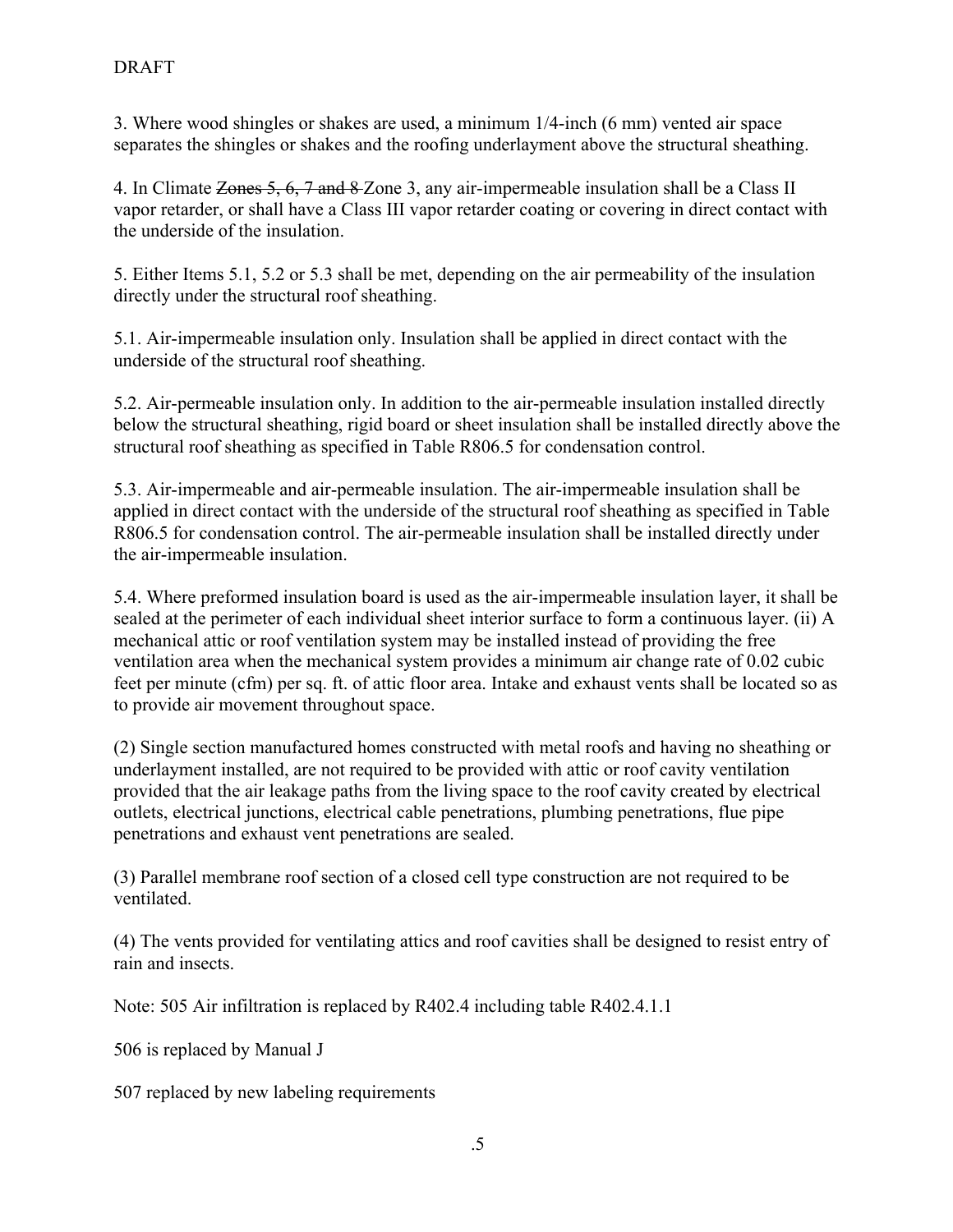DRAFT

3. Where wood shingles or shakes are used, a minimum 1/4-inch (6 mm) vented air space separates the shingles or shakes and the roofing underlayment above the structural sheathing.

4. In Climate ~~Zones 5, 6, 7 and 8~~ Zone 3, any air-impermeable insulation shall be a Class II vapor retarder, or shall have a Class III vapor retarder coating or covering in direct contact with the underside of the insulation.

5. Either Items 5.1, 5.2 or 5.3 shall be met, depending on the air permeability of the insulation directly under the structural roof sheathing.

5.1. Air-impermeable insulation only. Insulation shall be applied in direct contact with the underside of the structural roof sheathing.

5.2. Air-permeable insulation only. In addition to the air-permeable insulation installed directly below the structural sheathing, rigid board or sheet insulation shall be installed directly above the structural roof sheathing as specified in Table R806.5 for condensation control.

5.3. Air-impermeable and air-permeable insulation. The air-impermeable insulation shall be applied in direct contact with the underside of the structural roof sheathing as specified in Table R806.5 for condensation control. The air-permeable insulation shall be installed directly under the air-impermeable insulation.

5.4. Where preformed insulation board is used as the air-impermeable insulation layer, it shall be sealed at the perimeter of each individual sheet interior surface to form a continuous layer. (ii) A mechanical attic or roof ventilation system may be installed instead of providing the free ventilation area when the mechanical system provides a minimum air change rate of 0.02 cubic feet per minute (cfm) per sq. ft. of attic floor area. Intake and exhaust vents shall be located so as to provide air movement throughout space.

(2) Single section manufactured homes constructed with metal roofs and having no sheathing or underlayment installed, are not required to be provided with attic or roof cavity ventilation provided that the air leakage paths from the living space to the roof cavity created by electrical outlets, electrical junctions, electrical cable penetrations, plumbing penetrations, flue pipe penetrations and exhaust vent penetrations are sealed.

(3) Parallel membrane roof section of a closed cell type construction are not required to be ventilated.

(4) The vents provided for ventilating attics and roof cavities shall be designed to resist entry of rain and insects.

Note: 505 Air infiltration is replaced by R402.4 including table R402.4.1.1

506 is replaced by Manual J

507 replaced by new labeling requirements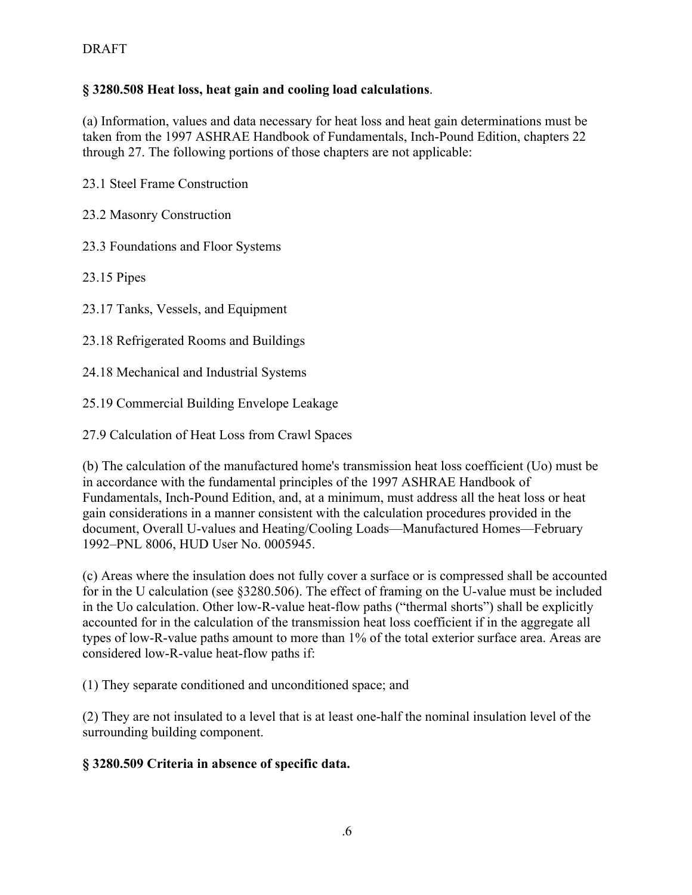DRAFT

**§ 3280.508 Heat loss, heat gain and cooling load calculations**.

(a) Information, values and data necessary for heat loss and heat gain determinations must be taken from the 1997 ASHRAE Handbook of Fundamentals, Inch-Pound Edition, chapters 22 through 27. The following portions of those chapters are not applicable:

23.1 Steel Frame Construction

23.2 Masonry Construction

23.3 Foundations and Floor Systems

23.15 Pipes

23.17 Tanks, Vessels, and Equipment

23.18 Refrigerated Rooms and Buildings

24.18 Mechanical and Industrial Systems

25.19 Commercial Building Envelope Leakage

27.9 Calculation of Heat Loss from Crawl Spaces

(b) The calculation of the manufactured home's transmission heat loss coefficient (Uo) must be in accordance with the fundamental principles of the 1997 ASHRAE Handbook of Fundamentals, Inch-Pound Edition, and, at a minimum, must address all the heat loss or heat gain considerations in a manner consistent with the calculation procedures provided in the document, Overall U-values and Heating/Cooling Loads—Manufactured Homes—February 1992–PNL 8006, HUD User No. 0005945.

(c) Areas where the insulation does not fully cover a surface or is compressed shall be accounted for in the U calculation (see §3280.506). The effect of framing on the U-value must be included in the Uo calculation. Other low-R-value heat-flow paths ("thermal shorts") shall be explicitly accounted for in the calculation of the transmission heat loss coefficient if in the aggregate all types of low-R-value paths amount to more than 1% of the total exterior surface area. Areas are considered low-R-value heat-flow paths if:

(1) They separate conditioned and unconditioned space; and

(2) They are not insulated to a level that is at least one-half the nominal insulation level of the surrounding building component.

**§ 3280.509 Criteria in absence of specific data.**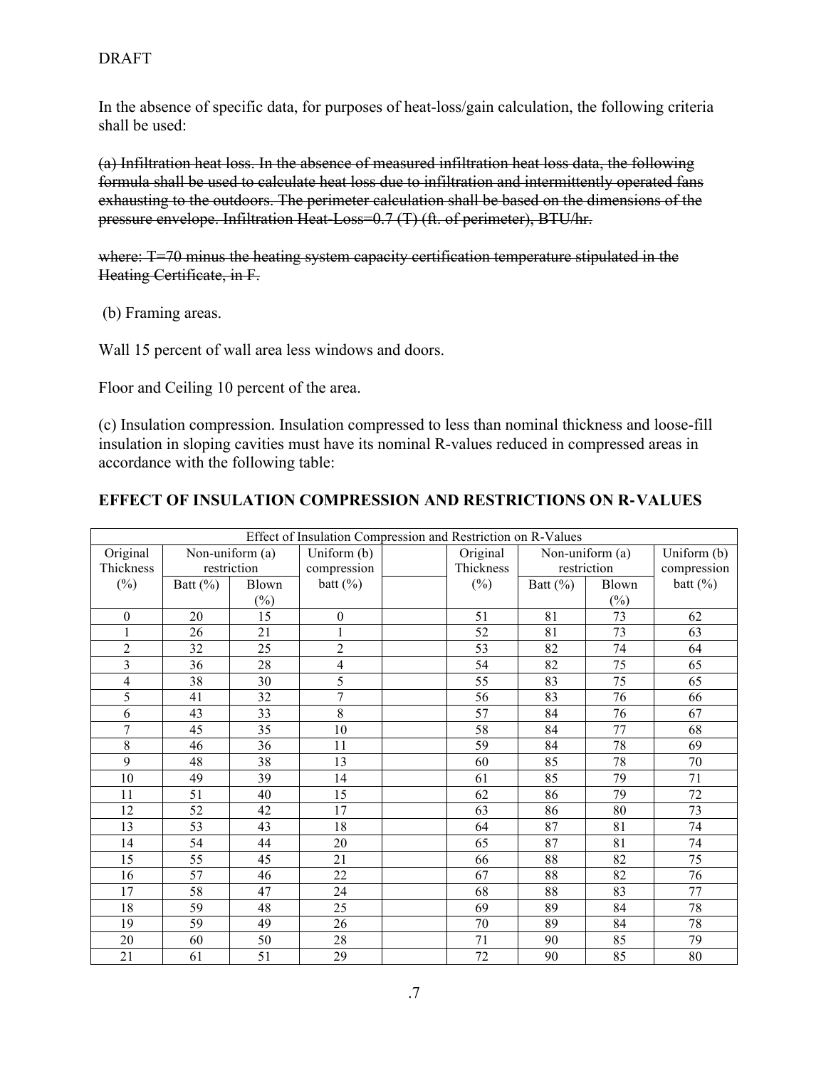DRAFT

In the absence of specific data, for purposes of heat-loss/gain calculation, the following criteria shall be used:

~~(a) Infiltration heat loss. In the absence of measured infiltration heat loss data, the following formula shall be used to calculate heat loss due to infiltration and intermittently operated fans exhausting to the outdoors. The perimeter calculation shall be based on the dimensions of the pressure envelope. Infiltration Heat-Loss=0.7 (T) (ft. of perimeter), BTU/hr.~~

~~where: T=70 minus the heating system capacity certification temperature stipulated in the Heating Certificate, in F.~~

(b) Framing areas.

Wall 15 percent of wall area less windows and doors.

Floor and Ceiling 10 percent of the area.

(c) Insulation compression. Insulation compressed to less than nominal thickness and loose-fill insulation in sloping cavities must have its nominal R-values reduced in compressed areas in accordance with the following table:

**EFFECT OF INSULATION COMPRESSION AND RESTRICTIONS ON R-VALUES**

| Effect of Insulation Compression and Restriction on R-Values | | | | | | | | |
|---|---|---|---|---|---|---|---|---|
| Original Thickness (%) | Non-uniform (a) restriction | | Uniform (b) compression batt (%) | | Original Thickness (%) | Non-uniform (a) restriction | | Uniform (b) compression batt (%) |
| | Batt (%) | Blown (%) | | | | Batt (%) | Blown (%) | |
| 0 | 20 | 15 | 0 | | 51 | 81 | 73 | 62 |
| 1 | 26 | 21 | 1 | | 52 | 81 | 73 | 63 |
| 2 | 32 | 25 | 2 | | 53 | 82 | 74 | 64 |
| 3 | 36 | 28 | 4 | | 54 | 82 | 75 | 65 |
| 4 | 38 | 30 | 5 | | 55 | 83 | 75 | 65 |
| 5 | 41 | 32 | 7 | | 56 | 83 | 76 | 66 |
| 6 | 43 | 33 | 8 | | 57 | 84 | 76 | 67 |
| 7 | 45 | 35 | 10 | | 58 | 84 | 77 | 68 |
| 8 | 46 | 36 | 11 | | 59 | 84 | 78 | 69 |
| 9 | 48 | 38 | 13 | | 60 | 85 | 78 | 70 |
| 10 | 49 | 39 | 14 | | 61 | 85 | 79 | 71 |
| 11 | 51 | 40 | 15 | | 62 | 86 | 79 | 72 |
| 12 | 52 | 42 | 17 | | 63 | 86 | 80 | 73 |
| 13 | 53 | 43 | 18 | | 64 | 87 | 81 | 74 |
| 14 | 54 | 44 | 20 | | 65 | 87 | 81 | 74 |
| 15 | 55 | 45 | 21 | | 66 | 88 | 82 | 75 |
| 16 | 57 | 46 | 22 | | 67 | 88 | 82 | 76 |
| 17 | 58 | 47 | 24 | | 68 | 88 | 83 | 77 |
| 18 | 59 | 48 | 25 | | 69 | 89 | 84 | 78 |
| 19 | 59 | 49 | 26 | | 70 | 89 | 84 | 78 |
| 20 | 60 | 50 | 28 | | 71 | 90 | 85 | 79 |
| 21 | 61 | 51 | 29 | | 72 | 90 | 85 | 80 |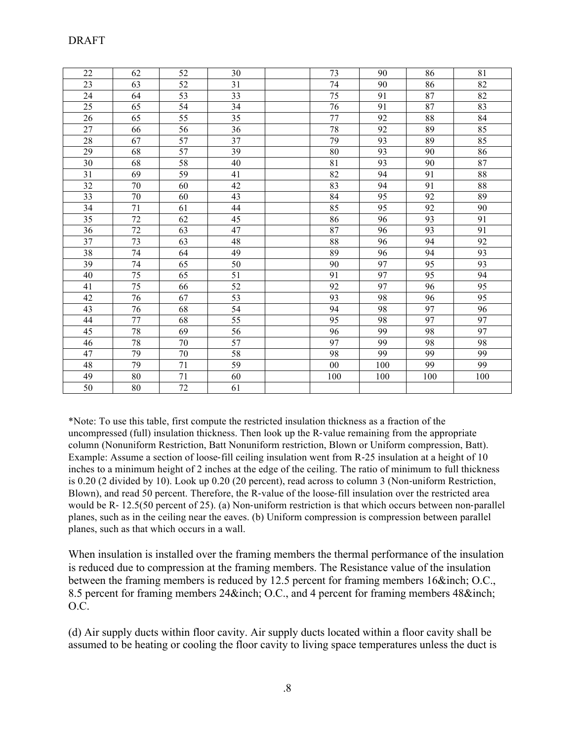DRAFT

| | | | | | | | | |
|---|---|---|---|---|---|---|---|---|
| 22 | 62 | 52 | 30 | | 73 | 90 | 86 | 81 |
| 23 | 63 | 52 | 31 | | 74 | 90 | 86 | 82 |
| 24 | 64 | 53 | 33 | | 75 | 91 | 87 | 82 |
| 25 | 65 | 54 | 34 | | 76 | 91 | 87 | 83 |
| 26 | 65 | 55 | 35 | | 77 | 92 | 88 | 84 |
| 27 | 66 | 56 | 36 | | 78 | 92 | 89 | 85 |
| 28 | 67 | 57 | 37 | | 79 | 93 | 89 | 85 |
| 29 | 68 | 57 | 39 | | 80 | 93 | 90 | 86 |
| 30 | 68 | 58 | 40 | | 81 | 93 | 90 | 87 |
| 31 | 69 | 59 | 41 | | 82 | 94 | 91 | 88 |
| 32 | 70 | 60 | 42 | | 83 | 94 | 91 | 88 |
| 33 | 70 | 60 | 43 | | 84 | 95 | 92 | 89 |
| 34 | 71 | 61 | 44 | | 85 | 95 | 92 | 90 |
| 35 | 72 | 62 | 45 | | 86 | 96 | 93 | 91 |
| 36 | 72 | 63 | 47 | | 87 | 96 | 93 | 91 |
| 37 | 73 | 63 | 48 | | 88 | 96 | 94 | 92 |
| 38 | 74 | 64 | 49 | | 89 | 96 | 94 | 93 |
| 39 | 74 | 65 | 50 | | 90 | 97 | 95 | 93 |
| 40 | 75 | 65 | 51 | | 91 | 97 | 95 | 94 |
| 41 | 75 | 66 | 52 | | 92 | 97 | 96 | 95 |
| 42 | 76 | 67 | 53 | | 93 | 98 | 96 | 95 |
| 43 | 76 | 68 | 54 | | 94 | 98 | 97 | 96 |
| 44 | 77 | 68 | 55 | | 95 | 98 | 97 | 97 |
| 45 | 78 | 69 | 56 | | 96 | 99 | 98 | 97 |
| 46 | 78 | 70 | 57 | | 97 | 99 | 98 | 98 |
| 47 | 79 | 70 | 58 | | 98 | 99 | 99 | 99 |
| 48 | 79 | 71 | 59 | | 00 | 100 | 99 | 99 |
| 49 | 80 | 71 | 60 | | 100 | 100 | 100 | 100 |
| 50 | 80 | 72 | 61 | | | | | |

*Note: To use this table, first compute the restricted insulation thickness as a fraction of the uncompressed (full) insulation thickness. Then look up the R-value remaining from the appropriate column (Nonuniform Restriction, Batt Nonuniform restriction, Blown or Uniform compression, Batt). Example: Assume a section of loose-fill ceiling insulation went from R-25 insulation at a height of 10 inches to a minimum height of 2 inches at the edge of the ceiling. The ratio of minimum to full thickness is 0.20 (2 divided by 10). Look up 0.20 (20 percent), read across to column 3 (Non-uniform Restriction, Blown), and read 50 percent. Therefore, the R-value of the loose-fill insulation over the restricted area would be R- 12.5(50 percent of 25). (a) Non-uniform restriction is that which occurs between non-parallel planes, such as in the ceiling near the eaves. (b) Uniform compression is compression between parallel planes, such as that which occurs in a wall.

When insulation is installed over the framing members the thermal performance of the insulation is reduced due to compression at the framing members. The Resistance value of the insulation between the framing members is reduced by 12.5 percent for framing members 16&inch; O.C., 8.5 percent for framing members 24&inch; O.C., and 4 percent for framing members 48&inch; O.C.

(d) Air supply ducts within floor cavity. Air supply ducts located within a floor cavity shall be assumed to be heating or cooling the floor cavity to living space temperatures unless the duct is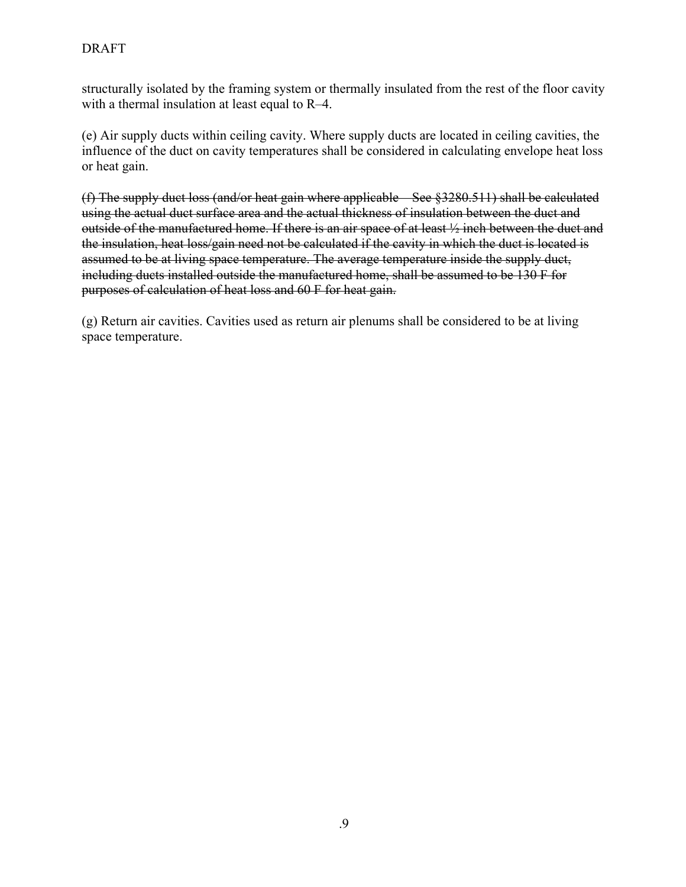structurally isolated by the framing system or thermally insulated from the rest of the floor cavity with a thermal insulation at least equal to R–4.

(e) Air supply ducts within ceiling cavity. Where supply ducts are located in ceiling cavities, the influence of the duct on cavity temperatures shall be considered in calculating envelope heat loss or heat gain.

~~(f) The supply duct loss (and/or heat gain where applicable—See §3280.511) shall be calculated using the actual duct surface area and the actual thickness of insulation between the duct and outside of the manufactured home. If there is an air space of at least ½ inch between the duct and the insulation, heat loss/gain need not be calculated if the cavity in which the duct is located is assumed to be at living space temperature. The average temperature inside the supply duct, including ducts installed outside the manufactured home, shall be assumed to be 130 F for purposes of calculation of heat loss and 60 F for heat gain.~~

(g) Return air cavities. Cavities used as return air plenums shall be considered to be at living space temperature.